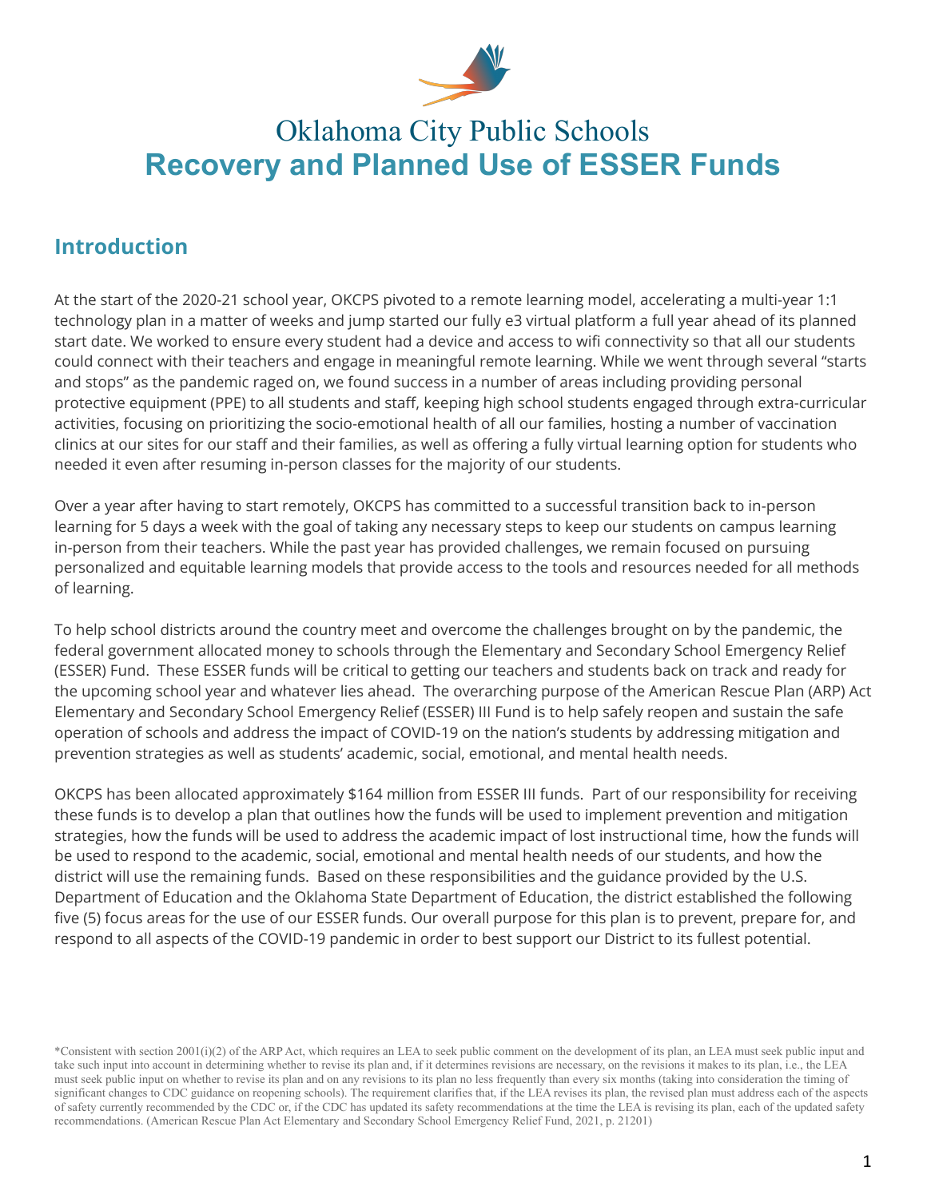# Oklahoma City Public Schools

# Recovery and Planned Use of ESSER Funds

## Introduction

At the start of the 2020-21 school year, OKCPS pivoted to a remote learning model, accelerating a multi-year 1:1 technology plan in a matter of weeks and jump started our fully e3 virtual platform a full year ahead of its planned start date. We worked to ensure every student had a device and access to wifi connectivity so that all our students could connect with their teachers and engage in meaningful remote learning. While we went through several "starts and stops" as the pandemic raged on, we found success in a number of areas including providing personal protective equipment (PPE) to all students and staff, keeping high school students engaged through extra-curricular activities, focusing on prioritizing the socio-emotional health of all our families, hosting a number of vaccination clinics at our sites for our staff and their families, as well as offering a fully virtual learning option for students who needed it even after resuming in-person classes for the majority of our students.

Over a year after having to start remotely, OKCPS has committed to a successful transition back to in-person learning for 5 days a week with the goal of taking any necessary steps to keep our students on campus learning in-person from their teachers. While the past year has provided challenges, we remain focused on pursuing personalized and equitable learning models that provide access to the tools and resources needed for all methods of learning.

To help school districts around the country meet and overcome the challenges brought on by the pandemic, the federal government allocated money to schools through the Elementary and Secondary School Emergency Relief (ESSER) Fund. These ESSER funds will be critical to getting our teachers and students back on track and ready for the upcoming school year and whatever lies ahead. The overarching purpose of the American Rescue Plan (ARP) Act Elementary and Secondary School Emergency Relief (ESSER) III Fund is to help safely reopen and sustain the safe operation of schools and address the impact of COVID-19 on the nation's students by addressing mitigation and prevention strategies as well as students' academic, social, emotional, and mental health needs.

OKCPS has been allocated approximately $164 million from ESSER III funds. Part of our responsibility for receiving these funds is to develop a plan that outlines how the funds will be used to implement prevention and mitigation strategies, how the funds will be used to address the academic impact of lost instructional time, how the funds will be used to respond to the academic, social, emotional and mental health needs of our students, and how the district will use the remaining funds. Based on these responsibilities and the guidance provided by the U.S. Department of Education and the Oklahoma State Department of Education, the district established the following five (5) focus areas for the use of our ESSER funds. Our overall purpose for this plan is to prevent, prepare for, and respond to all aspects of the COVID-19 pandemic in order to best support our District to its fullest potential.

*Consistent with section 2001(i)(2) of the ARP Act, which requires an LEA to seek public comment on the development of its plan, an LEA must seek public input and take such input into account in determining whether to revise its plan and, if it determines revisions are necessary, on the revisions it makes to its plan, i.e., the LEA must seek public input on whether to revise its plan and on any revisions to its plan no less frequently than every six months (taking into consideration the timing of significant changes to CDC guidance on reopening schools). The requirement clarifies that, if the LEA revises its plan, the revised plan must address each of the aspects of safety currently recommended by the CDC or, if the CDC has updated its safety recommendations at the time the LEA is revising its plan, each of the updated safety recommendations. (American Rescue Plan Act Elementary and Secondary School Emergency Relief Fund, 2021, p. 21201)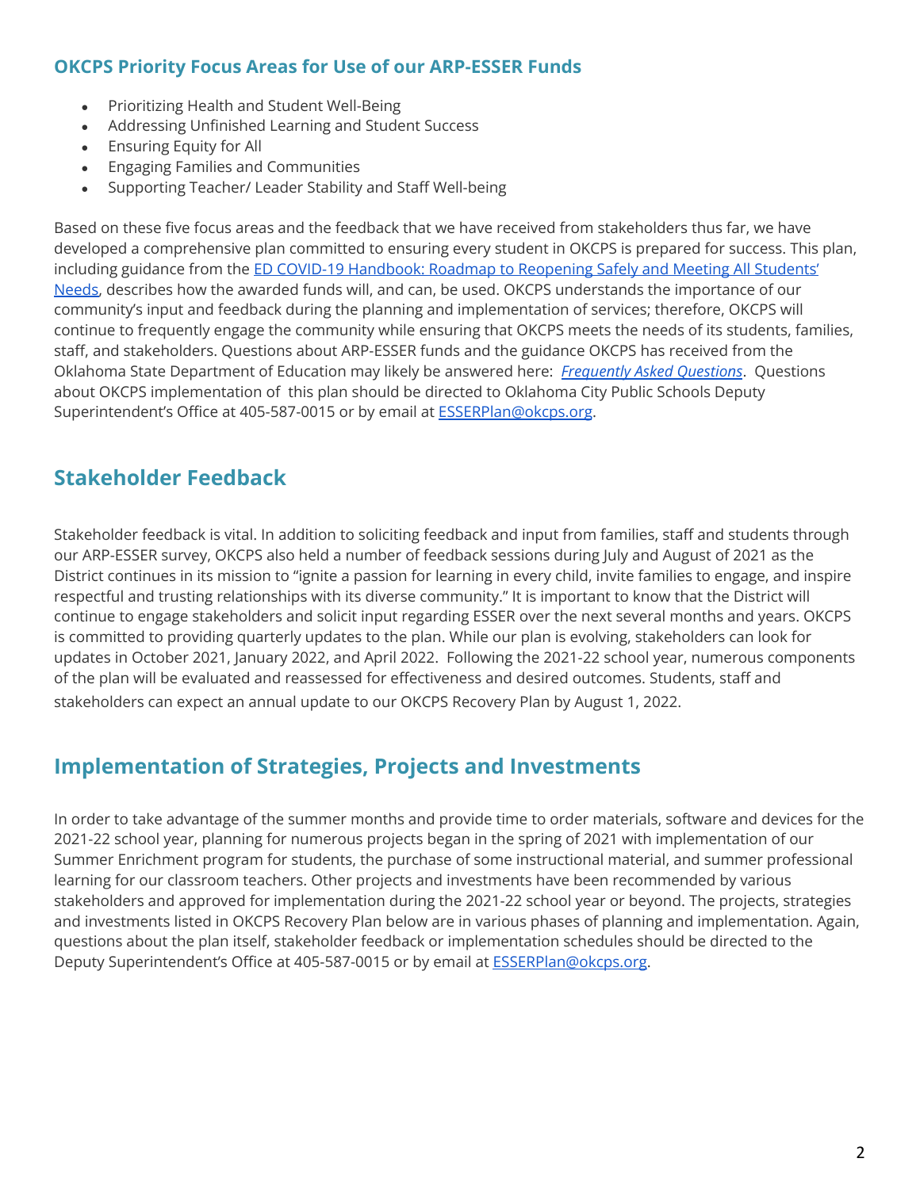### OKCPS Priority Focus Areas for Use of our ARP-ESSER Funds

- Prioritizing Health and Student Well-Being
- Addressing Unfinished Learning and Student Success
- Ensuring Equity for All
- Engaging Families and Communities
- Supporting Teacher/ Leader Stability and Staff Well-being

Based on these five focus areas and the feedback that we have received from stakeholders thus far, we have developed a comprehensive plan committed to ensuring every student in OKCPS is prepared for success. This plan, including guidance from the [ED COVID-19 Handbook: Roadmap to Reopening Safely and Meeting All Students' Needs](), describes how the awarded funds will, and can, be used. OKCPS understands the importance of our community's input and feedback during the planning and implementation of services; therefore, OKCPS will continue to frequently engage the community while ensuring that OKCPS meets the needs of its students, families, staff, and stakeholders. Questions about ARP-ESSER funds and the guidance OKCPS has received from the Oklahoma State Department of Education may likely be answered here: [*Frequently Asked Questions*](). Questions about OKCPS implementation of this plan should be directed to Oklahoma City Public Schools Deputy Superintendent's Office at 405-587-0015 or by email at [ESSERPlan@okcps.org](mailto:ESSERPlan@okcps.org).

## Stakeholder Feedback

Stakeholder feedback is vital. In addition to soliciting feedback and input from families, staff and students through our ARP-ESSER survey, OKCPS also held a number of feedback sessions during July and August of 2021 as the District continues in its mission to "ignite a passion for learning in every child, invite families to engage, and inspire respectful and trusting relationships with its diverse community." It is important to know that the District will continue to engage stakeholders and solicit input regarding ESSER over the next several months and years. OKCPS is committed to providing quarterly updates to the plan. While our plan is evolving, stakeholders can look for updates in October 2021, January 2022, and April 2022. Following the 2021-22 school year, numerous components of the plan will be evaluated and reassessed for effectiveness and desired outcomes. Students, staff and stakeholders can expect an annual update to our OKCPS Recovery Plan by August 1, 2022.

## Implementation of Strategies, Projects and Investments

In order to take advantage of the summer months and provide time to order materials, software and devices for the 2021-22 school year, planning for numerous projects began in the spring of 2021 with implementation of our Summer Enrichment program for students, the purchase of some instructional material, and summer professional learning for our classroom teachers. Other projects and investments have been recommended by various stakeholders and approved for implementation during the 2021-22 school year or beyond. The projects, strategies and investments listed in OKCPS Recovery Plan below are in various phases of planning and implementation. Again, questions about the plan itself, stakeholder feedback or implementation schedules should be directed to the Deputy Superintendent's Office at 405-587-0015 or by email at [ESSERPlan@okcps.org](mailto:ESSERPlan@okcps.org).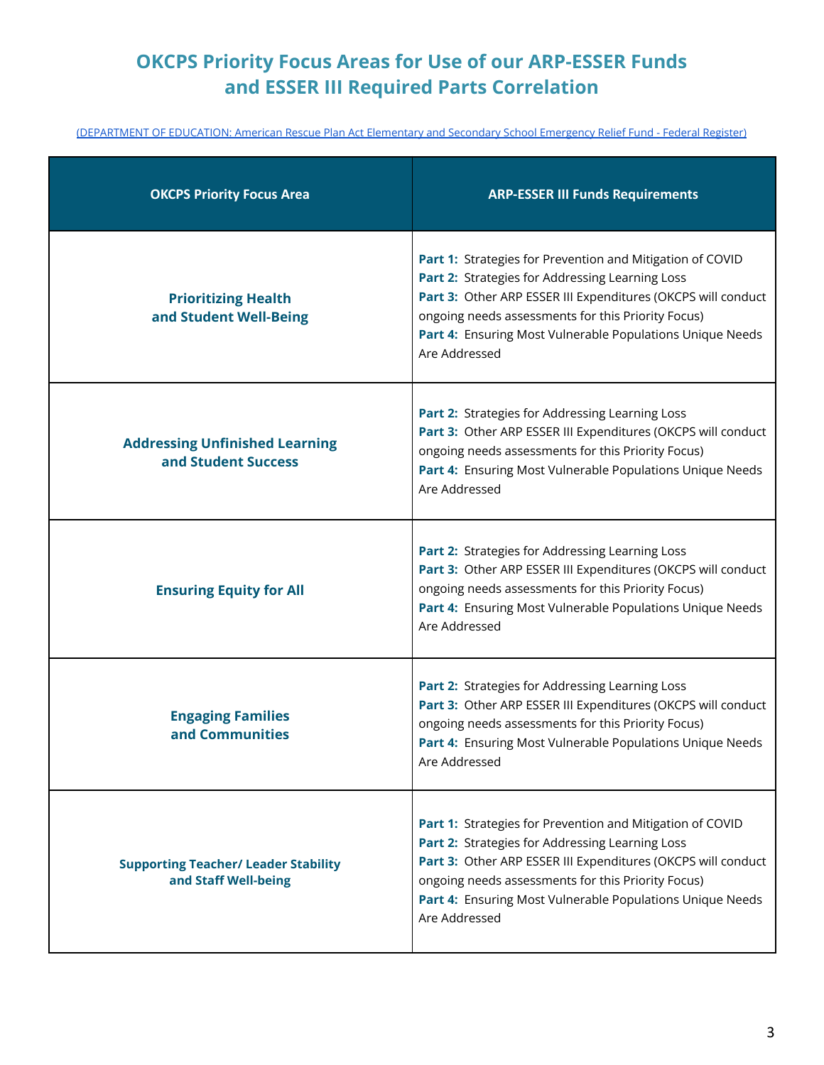# OKCPS Priority Focus Areas for Use of our ARP-ESSER Funds and ESSER III Required Parts Correlation

[(DEPARTMENT OF EDUCATION: American Rescue Plan Act Elementary and Secondary School Emergency Relief Fund - Federal Register)]

| OKCPS Priority Focus Area | ARP-ESSER III Funds Requirements |
|---|---|
| **Prioritizing Health and Student Well-Being** | **Part 1:** Strategies for Prevention and Mitigation of COVID<br>**Part 2:** Strategies for Addressing Learning Loss<br>**Part 3:** Other ARP ESSER III Expenditures (OKCPS will conduct ongoing needs assessments for this Priority Focus)<br>**Part 4:** Ensuring Most Vulnerable Populations Unique Needs Are Addressed |
| **Addressing Unfinished Learning and Student Success** | **Part 2:** Strategies for Addressing Learning Loss<br>**Part 3:** Other ARP ESSER III Expenditures (OKCPS will conduct ongoing needs assessments for this Priority Focus)<br>**Part 4:** Ensuring Most Vulnerable Populations Unique Needs Are Addressed |
| **Ensuring Equity for All** | **Part 2:** Strategies for Addressing Learning Loss<br>**Part 3:** Other ARP ESSER III Expenditures (OKCPS will conduct ongoing needs assessments for this Priority Focus)<br>**Part 4:** Ensuring Most Vulnerable Populations Unique Needs Are Addressed |
| **Engaging Families and Communities** | **Part 2:** Strategies for Addressing Learning Loss<br>**Part 3:** Other ARP ESSER III Expenditures (OKCPS will conduct ongoing needs assessments for this Priority Focus)<br>**Part 4:** Ensuring Most Vulnerable Populations Unique Needs Are Addressed |
| **Supporting Teacher/ Leader Stability and Staff Well-being** | **Part 1:** Strategies for Prevention and Mitigation of COVID<br>**Part 2:** Strategies for Addressing Learning Loss<br>**Part 3:** Other ARP ESSER III Expenditures (OKCPS will conduct ongoing needs assessments for this Priority Focus)<br>**Part 4:** Ensuring Most Vulnerable Populations Unique Needs Are Addressed |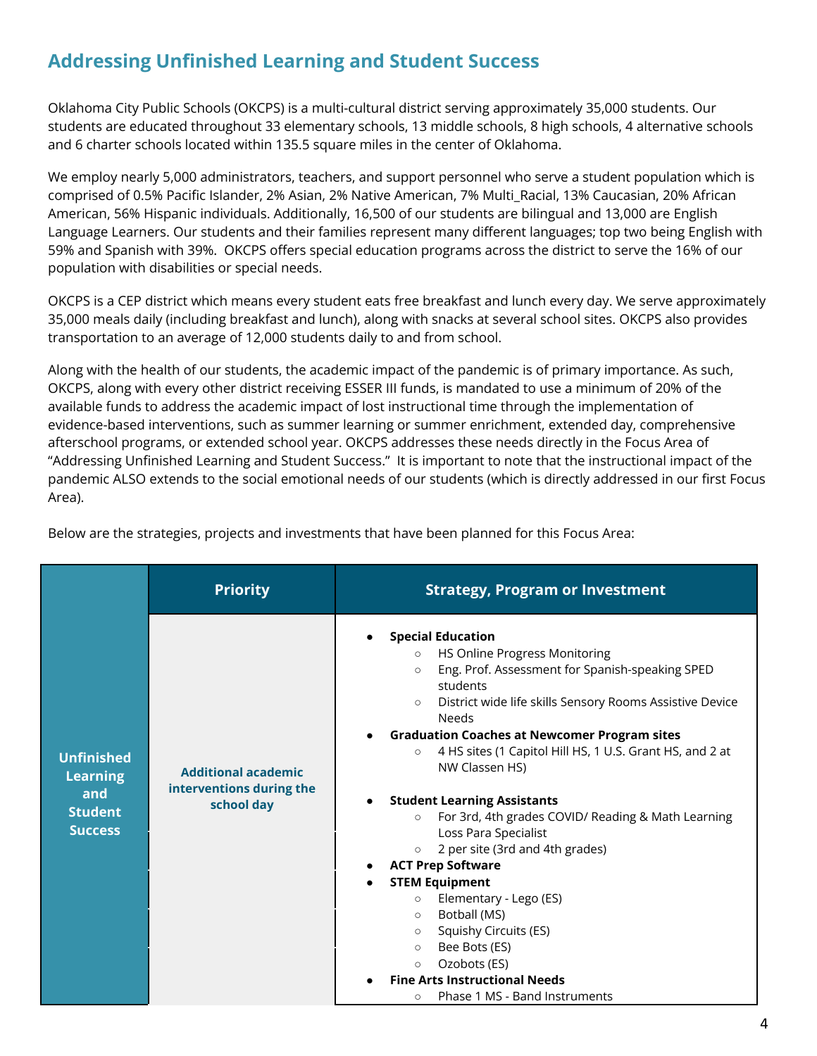## Addressing Unfinished Learning and Student Success

Oklahoma City Public Schools (OKCPS) is a multi-cultural district serving approximately 35,000 students. Our students are educated throughout 33 elementary schools, 13 middle schools, 8 high schools, 4 alternative schools and 6 charter schools located within 135.5 square miles in the center of Oklahoma.

We employ nearly 5,000 administrators, teachers, and support personnel who serve a student population which is comprised of 0.5% Pacific Islander, 2% Asian, 2% Native American, 7% Multi_Racial, 13% Caucasian, 20% African American, 56% Hispanic individuals. Additionally, 16,500 of our students are bilingual and 13,000 are English Language Learners. Our students and their families represent many different languages; top two being English with 59% and Spanish with 39%. OKCPS offers special education programs across the district to serve the 16% of our population with disabilities or special needs.

OKCPS is a CEP district which means every student eats free breakfast and lunch every day. We serve approximately 35,000 meals daily (including breakfast and lunch), along with snacks at several school sites. OKCPS also provides transportation to an average of 12,000 students daily to and from school.

Along with the health of our students, the academic impact of the pandemic is of primary importance. As such, OKCPS, along with every other district receiving ESSER III funds, is mandated to use a minimum of 20% of the available funds to address the academic impact of lost instructional time through the implementation of evidence-based interventions, such as summer learning or summer enrichment, extended day, comprehensive afterschool programs, or extended school year. OKCPS addresses these needs directly in the Focus Area of "Addressing Unfinished Learning and Student Success." It is important to note that the instructional impact of the pandemic ALSO extends to the social emotional needs of our students (which is directly addressed in our first Focus Area).

Below are the strategies, projects and investments that have been planned for this Focus Area:

| | Priority | Strategy, Program or Investment |
|---|---|---|
| **Unfinished Learning and Student Success** | **Additional academic interventions during the school day** | • **Special Education**<br>  ○ HS Online Progress Monitoring<br>  ○ Eng. Prof. Assessment for Spanish-speaking SPED students<br>  ○ District wide life skills Sensory Rooms Assistive Device Needs<br>• **Graduation Coaches at Newcomer Program sites**<br>  ○ 4 HS sites (1 Capitol Hill HS, 1 U.S. Grant HS, and 2 at NW Classen HS)<br>• **Student Learning Assistants**<br>  ○ For 3rd, 4th grades COVID/ Reading & Math Learning Loss Para Specialist<br>  ○ 2 per site (3rd and 4th grades)<br>• **ACT Prep Software**<br>• **STEM Equipment**<br>  ○ Elementary - Lego (ES)<br>  ○ Botball (MS)<br>  ○ Squishy Circuits (ES)<br>  ○ Bee Bots (ES)<br>  ○ Ozobots (ES)<br>• **Fine Arts Instructional Needs**<br>  ○ Phase 1 MS - Band Instruments |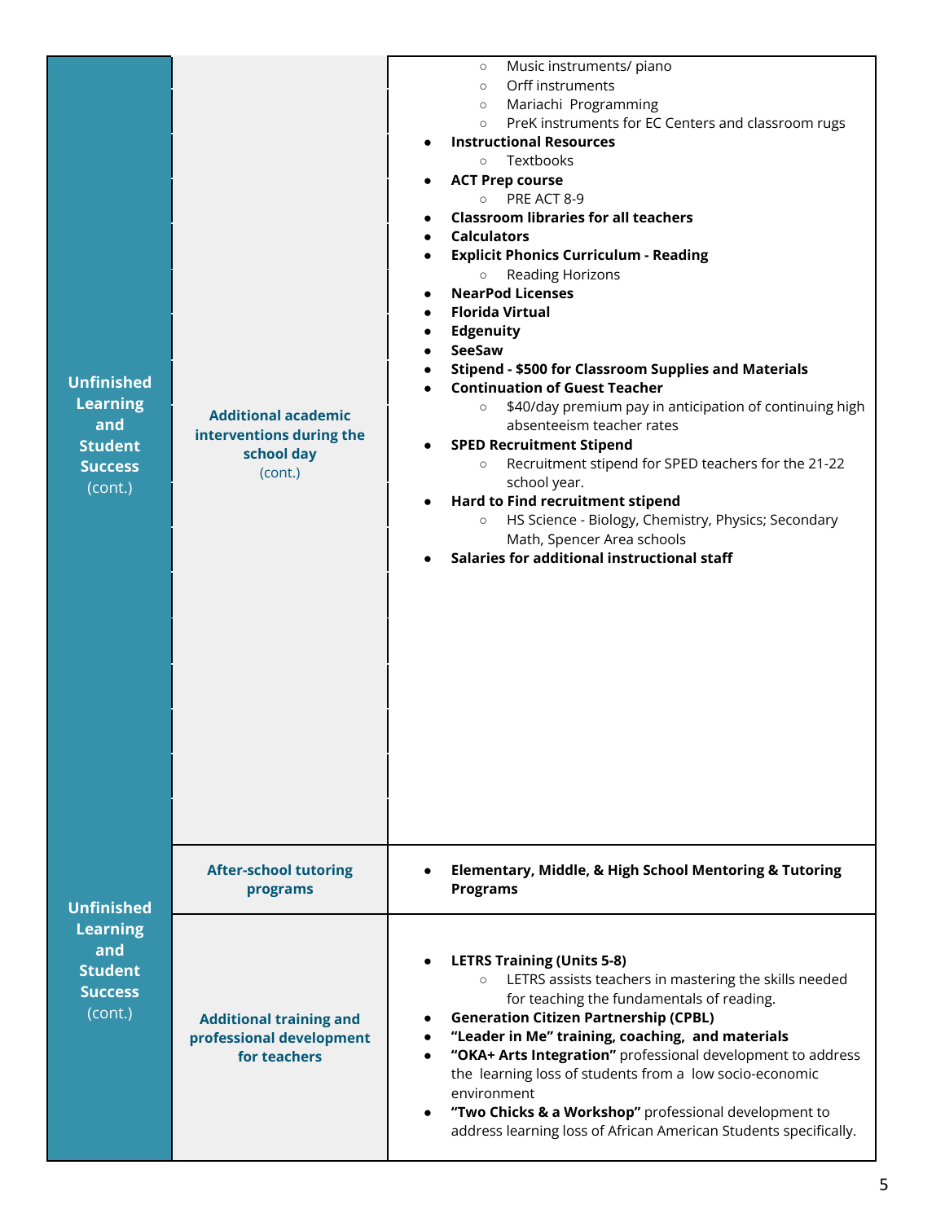| | | |
|---|---|---|
| **Unfinished Learning and Student Success** (cont.) | **Additional academic interventions during the school day** (cont.) | ○ Music instruments/ piano<br>○ Orff instruments<br>○ Mariachi Programming<br>○ PreK instruments for EC Centers and classroom rugs<br>● **Instructional Resources**<br>○ Textbooks<br>● **ACT Prep course**<br>○ PRE ACT 8-9<br>● **Classroom libraries for all teachers**<br>● **Calculators**<br>● **Explicit Phonics Curriculum - Reading**<br>○ Reading Horizons<br>● **NearPod Licenses**<br>● **Florida Virtual**<br>● **Edgenuity**<br>● **SeeSaw**<br>● **Stipend - $500 for Classroom Supplies and Materials**<br>● **Continuation of Guest Teacher**<br>○ $40/day premium pay in anticipation of continuing high absenteeism teacher rates<br>● **SPED Recruitment Stipend**<br>○ Recruitment stipend for SPED teachers for the 21-22 school year.<br>● **Hard to Find recruitment stipend**<br>○ HS Science - Biology, Chemistry, Physics; Secondary Math, Spencer Area schools<br>● **Salaries for additional instructional staff** |
| **Unfinished Learning and Student Success** (cont.) | **After-school tutoring programs** | ● **Elementary, Middle, & High School Mentoring & Tutoring Programs** |
| | **Additional training and professional development for teachers** | ● **LETRS Training (Units 5-8)**<br>○ LETRS assists teachers in mastering the skills needed for teaching the fundamentals of reading.<br>● **Generation Citizen Partnership (CPBL)**<br>● **"Leader in Me" training, coaching, and materials**<br>● **"OKA+ Arts Integration"** professional development to address the learning loss of students from a low socio-economic environment<br>● **"Two Chicks & a Workshop"** professional development to address learning loss of African American Students specifically. |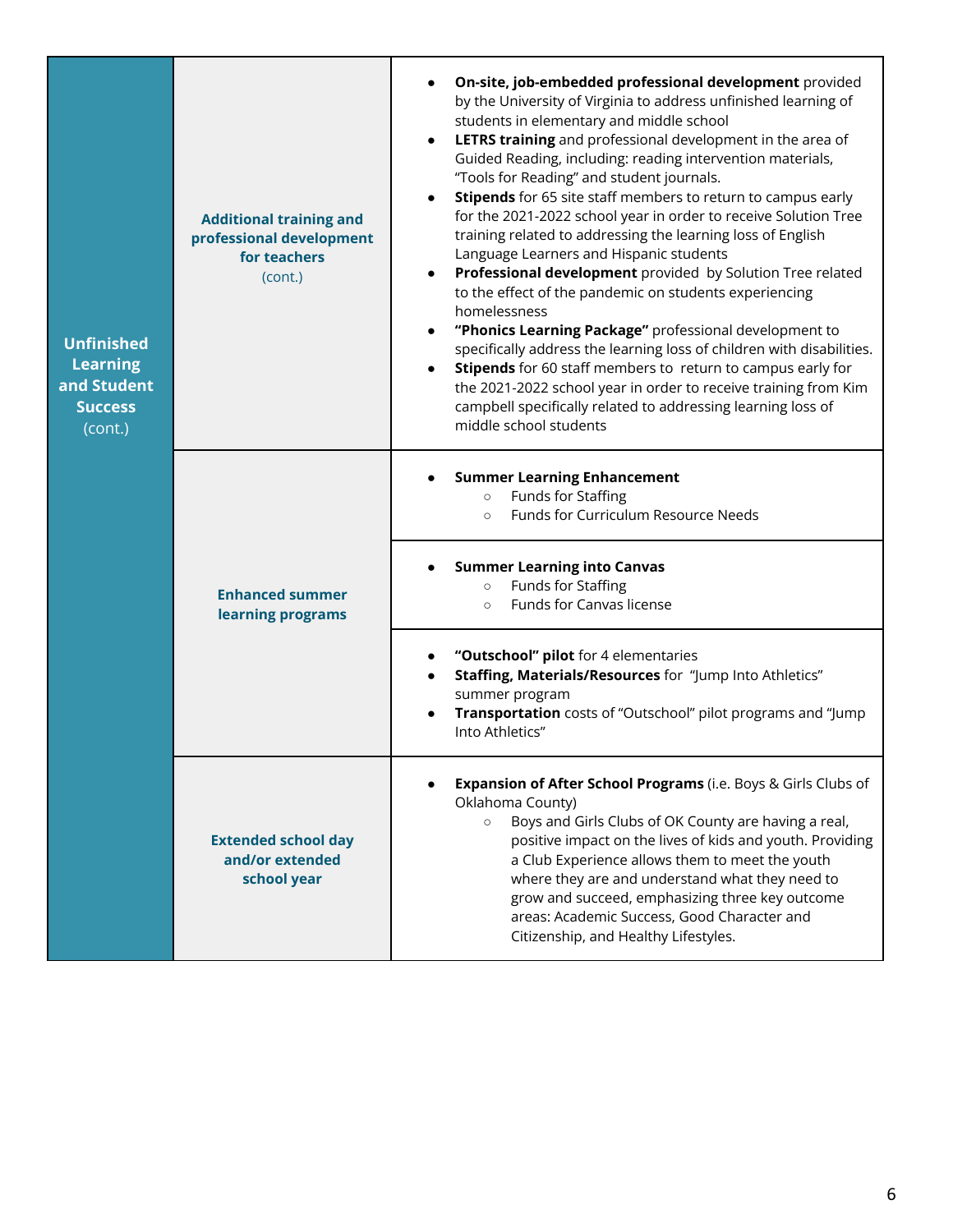| | | |
|---|---|---|
| **Unfinished Learning and Student Success** (cont.) | **Additional training and professional development for teachers** (cont.) | • **On-site, job-embedded professional development** provided by the University of Virginia to address unfinished learning of students in elementary and middle school<br>• **LETRS training** and professional development in the area of Guided Reading, including: reading intervention materials, "Tools for Reading" and student journals.<br>• **Stipends** for 65 site staff members to return to campus early for the 2021-2022 school year in order to receive Solution Tree training related to addressing the learning loss of English Language Learners and Hispanic students<br>• **Professional development** provided by Solution Tree related to the effect of the pandemic on students experiencing homelessness<br>• **"Phonics Learning Package"** professional development to specifically address the learning loss of children with disabilities.<br>• **Stipends** for 60 staff members to return to campus early for the 2021-2022 school year in order to receive training from Kim campbell specifically related to addressing learning loss of middle school students |
| | **Enhanced summer learning programs** | • **Summer Learning Enhancement**<br>  ○ Funds for Staffing<br>  ○ Funds for Curriculum Resource Needs |
| | | • **Summer Learning into Canvas**<br>  ○ Funds for Staffing<br>  ○ Funds for Canvas license |
| | | • **"Outschool" pilot** for 4 elementaries<br>• **Staffing, Materials/Resources** for "Jump Into Athletics" summer program<br>• **Transportation** costs of "Outschool" pilot programs and "Jump Into Athletics" |
| | **Extended school day and/or extended school year** | • **Expansion of After School Programs** (i.e. Boys & Girls Clubs of Oklahoma County)<br>  ○ Boys and Girls Clubs of OK County are having a real, positive impact on the lives of kids and youth. Providing a Club Experience allows them to meet the youth where they are and understand what they need to grow and succeed, emphasizing three key outcome areas: Academic Success, Good Character and Citizenship, and Healthy Lifestyles. |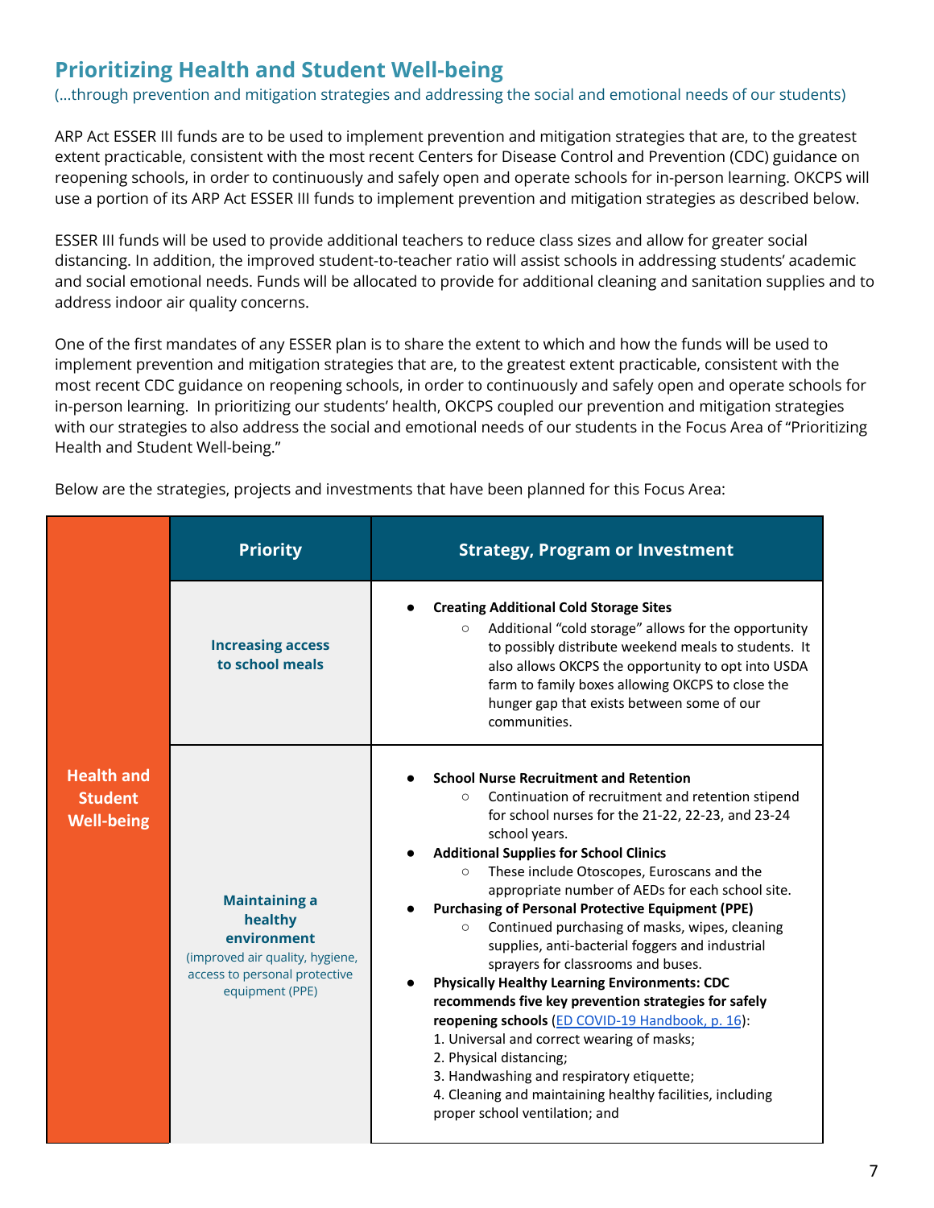## Prioritizing Health and Student Well-being

(...through prevention and mitigation strategies and addressing the social and emotional needs of our students)

ARP Act ESSER III funds are to be used to implement prevention and mitigation strategies that are, to the greatest extent practicable, consistent with the most recent Centers for Disease Control and Prevention (CDC) guidance on reopening schools, in order to continuously and safely open and operate schools for in-person learning. OKCPS will use a portion of its ARP Act ESSER III funds to implement prevention and mitigation strategies as described below.

ESSER III funds will be used to provide additional teachers to reduce class sizes and allow for greater social distancing. In addition, the improved student-to-teacher ratio will assist schools in addressing students' academic and social emotional needs. Funds will be allocated to provide for additional cleaning and sanitation supplies and to address indoor air quality concerns.

One of the first mandates of any ESSER plan is to share the extent to which and how the funds will be used to implement prevention and mitigation strategies that are, to the greatest extent practicable, consistent with the most recent CDC guidance on reopening schools, in order to continuously and safely open and operate schools for in-person learning. In prioritizing our students' health, OKCPS coupled our prevention and mitigation strategies with our strategies to also address the social and emotional needs of our students in the Focus Area of "Prioritizing Health and Student Well-being."

Below are the strategies, projects and investments that have been planned for this Focus Area:

| | Priority | Strategy, Program or Investment |
|---|---|---|
| **Health and Student Well-being** | **Increasing access to school meals** | ● **Creating Additional Cold Storage Sites**<br>○ Additional "cold storage" allows for the opportunity to possibly distribute weekend meals to students. It also allows OKCPS the opportunity to opt into USDA farm to family boxes allowing OKCPS to close the hunger gap that exists between some of our communities. |
| | **Maintaining a healthy environment** (improved air quality, hygiene, access to personal protective equipment (PPE) | ● **School Nurse Recruitment and Retention**<br>○ Continuation of recruitment and retention stipend for school nurses for the 21-22, 22-23, and 23-24 school years.<br>● **Additional Supplies for School Clinics**<br>○ These include Otoscopes, Euroscans and the appropriate number of AEDs for each school site.<br>● **Purchasing of Personal Protective Equipment (PPE)**<br>○ Continued purchasing of masks, wipes, cleaning supplies, anti-bacterial foggers and industrial sprayers for classrooms and buses.<br>● **Physically Healthy Learning Environments: CDC recommends five key prevention strategies for safely reopening schools** (ED COVID-19 Handbook, p. 16):<br>1. Universal and correct wearing of masks;<br>2. Physical distancing;<br>3. Handwashing and respiratory etiquette;<br>4. Cleaning and maintaining healthy facilities, including proper school ventilation; and |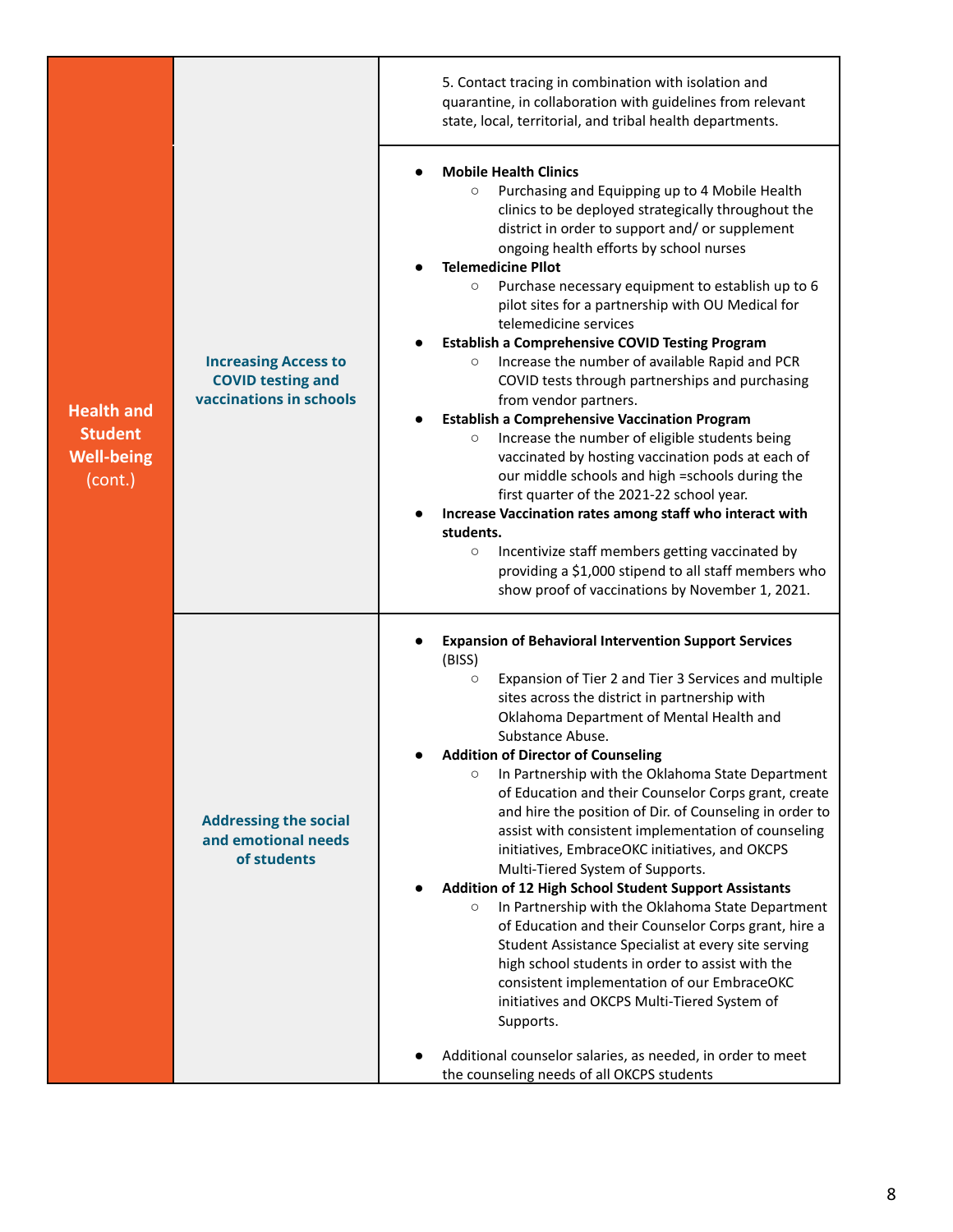| | | |
|---|---|---|
| **Health and Student Well-being** (cont.) | | 5. Contact tracing in combination with isolation and quarantine, in collaboration with guidelines from relevant state, local, territorial, and tribal health departments. |
| | **Increasing Access to COVID testing and vaccinations in schools** | • **Mobile Health Clinics**<br>  ○ Purchasing and Equipping up to 4 Mobile Health clinics to be deployed strategically throughout the district in order to support and/ or supplement ongoing health efforts by school nurses<br>• **Telemedicine PIlot**<br>  ○ Purchase necessary equipment to establish up to 6 pilot sites for a partnership with OU Medical for telemedicine services<br>• **Establish a Comprehensive COVID Testing Program**<br>  ○ Increase the number of available Rapid and PCR COVID tests through partnerships and purchasing from vendor partners.<br>• **Establish a Comprehensive Vaccination Program**<br>  ○ Increase the number of eligible students being vaccinated by hosting vaccination pods at each of our middle schools and high =schools during the first quarter of the 2021-22 school year.<br>• **Increase Vaccination rates among staff who interact with students.**<br>  ○ Incentivize staff members getting vaccinated by providing a $1,000 stipend to all staff members who show proof of vaccinations by November 1, 2021. |
| | **Addressing the social and emotional needs of students** | • **Expansion of Behavioral Intervention Support Services** (BISS)<br>  ○ Expansion of Tier 2 and Tier 3 Services and multiple sites across the district in partnership with Oklahoma Department of Mental Health and Substance Abuse.<br>• **Addition of Director of Counseling**<br>  ○ In Partnership with the Oklahoma State Department of Education and their Counselor Corps grant, create and hire the position of Dir. of Counseling in order to assist with consistent implementation of counseling initiatives, EmbraceOKC initiatives, and OKCPS Multi-Tiered System of Supports.<br>• **Addition of 12 High School Student Support Assistants**<br>  ○ In Partnership with the Oklahoma State Department of Education and their Counselor Corps grant, hire a Student Assistance Specialist at every site serving high school students in order to assist with the consistent implementation of our EmbraceOKC initiatives and OKCPS Multi-Tiered System of Supports.<br><br>• Additional counselor salaries, as needed, in order to meet the counseling needs of all OKCPS students |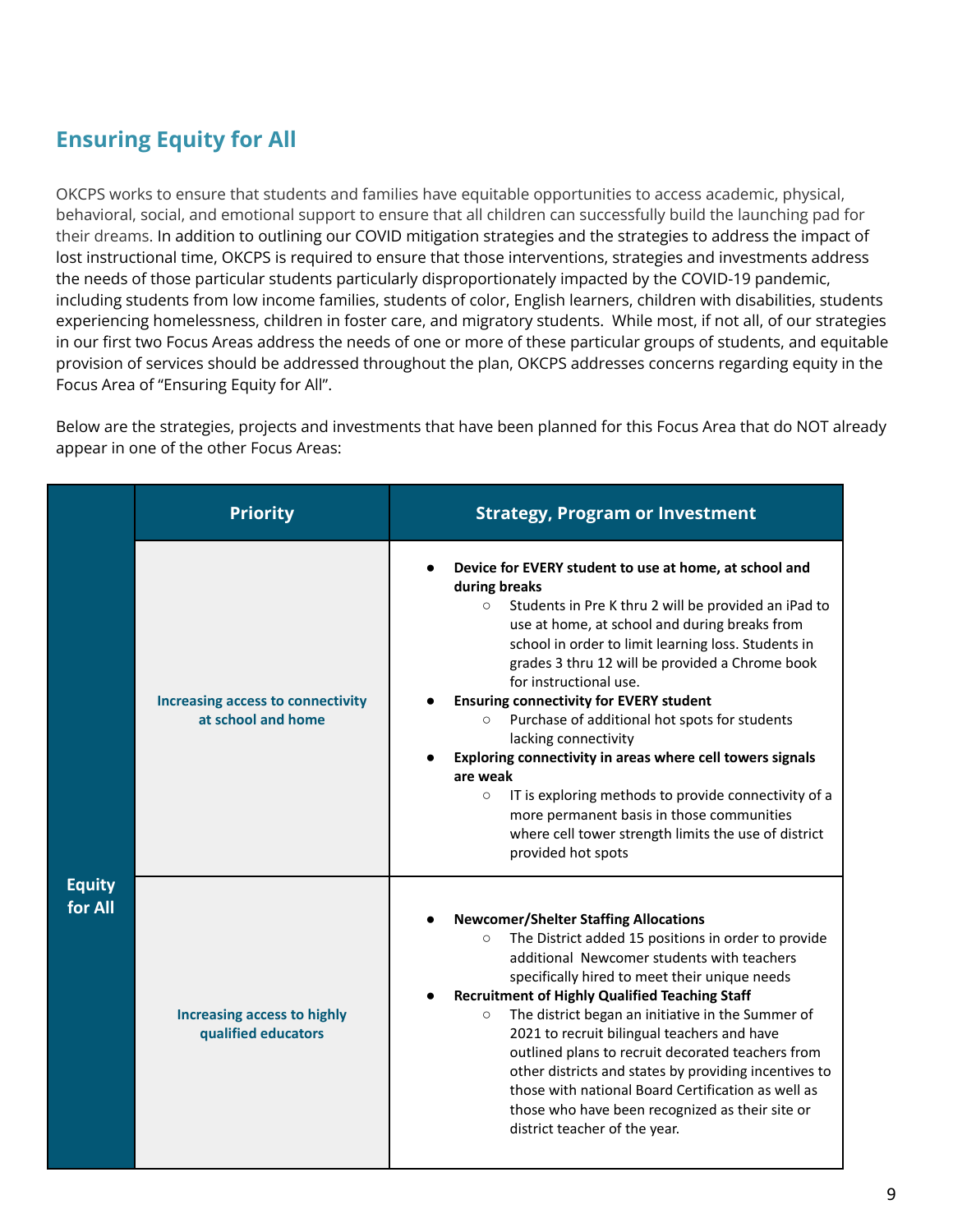## Ensuring Equity for All

OKCPS works to ensure that students and families have equitable opportunities to access academic, physical, behavioral, social, and emotional support to ensure that all children can successfully build the launching pad for their dreams. In addition to outlining our COVID mitigation strategies and the strategies to address the impact of lost instructional time, OKCPS is required to ensure that those interventions, strategies and investments address the needs of those particular students particularly disproportionately impacted by the COVID-19 pandemic, including students from low income families, students of color, English learners, children with disabilities, students experiencing homelessness, children in foster care, and migratory students. While most, if not all, of our strategies in our first two Focus Areas address the needs of one or more of these particular groups of students, and equitable provision of services should be addressed throughout the plan, OKCPS addresses concerns regarding equity in the Focus Area of "Ensuring Equity for All".

Below are the strategies, projects and investments that have been planned for this Focus Area that do NOT already appear in one of the other Focus Areas:

| | Priority | Strategy, Program or Investment |
|---|---|---|
| **Equity for All** | **Increasing access to connectivity at school and home** | • **Device for EVERY student to use at home, at school and during breaks**<br>  ○ Students in Pre K thru 2 will be provided an iPad to use at home, at school and during breaks from school in order to limit learning loss. Students in grades 3 thru 12 will be provided a Chrome book for instructional use.<br>• **Ensuring connectivity for EVERY student**<br>  ○ Purchase of additional hot spots for students lacking connectivity<br>• **Exploring connectivity in areas where cell towers signals are weak**<br>  ○ IT is exploring methods to provide connectivity of a more permanent basis in those communities where cell tower strength limits the use of district provided hot spots |
| | **Increasing access to highly qualified educators** | • **Newcomer/Shelter Staffing Allocations**<br>  ○ The District added 15 positions in order to provide additional Newcomer students with teachers specifically hired to meet their unique needs<br>• **Recruitment of Highly Qualified Teaching Staff**<br>  ○ The district began an initiative in the Summer of 2021 to recruit bilingual teachers and have outlined plans to recruit decorated teachers from other districts and states by providing incentives to those with national Board Certification as well as those who have been recognized as their site or district teacher of the year. |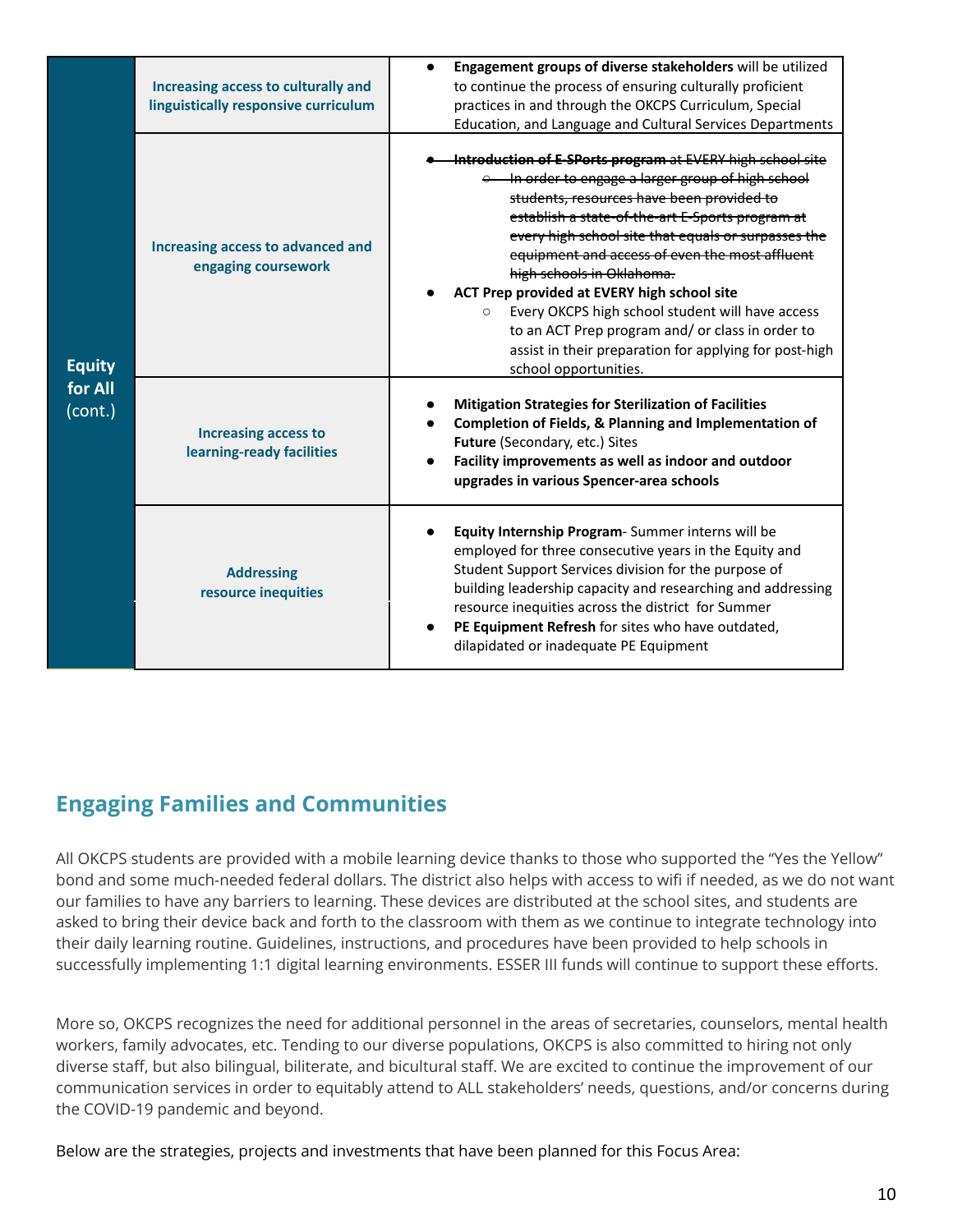| Equity for All (cont.) | Increasing access to culturally and linguistically responsive curriculum | • **Engagement groups of diverse stakeholders** will be utilized to continue the process of ensuring culturally proficient practices in and through the OKCPS Curriculum, Special Education, and Language and Cultural Services Departments |
|---|---|---|
| | Increasing access to advanced and engaging coursework | • ~~**Introduction of E-SPorts program** at EVERY high school site~~<br>  ◦ ~~In order to engage a larger group of high school students, resources have been provided to establish a state-of-the-art E-Sports program at every high school site that equals or surpasses the equipment and access of even the most affluent high schools in Oklahoma.~~<br>• **ACT Prep provided at EVERY high school site**<br>  ◦ Every OKCPS high school student will have access to an ACT Prep program and/ or class in order to assist in their preparation for applying for post-high school opportunities. |
| | Increasing access to learning-ready facilities | • **Mitigation Strategies for Sterilization of Facilities**<br>• **Completion of Fields, & Planning and Implementation of Future** (Secondary, etc.) Sites<br>• **Facility improvements as well as indoor and outdoor upgrades in various Spencer-area schools** |
| | Addressing resource inequities | • **Equity Internship Program**- Summer interns will be employed for three consecutive years in the Equity and Student Support Services division for the purpose of building leadership capacity and researching and addressing resource inequities across the district for Summer<br>• **PE Equipment Refresh** for sites who have outdated, dilapidated or inadequate PE Equipment |

## Engaging Families and Communities

All OKCPS students are provided with a mobile learning device thanks to those who supported the “Yes the Yellow” bond and some much-needed federal dollars. The district also helps with access to wifi if needed, as we do not want our families to have any barriers to learning. These devices are distributed at the school sites, and students are asked to bring their device back and forth to the classroom with them as we continue to integrate technology into their daily learning routine. Guidelines, instructions, and procedures have been provided to help schools in successfully implementing 1:1 digital learning environments. ESSER III funds will continue to support these efforts.

More so, OKCPS recognizes the need for additional personnel in the areas of secretaries, counselors, mental health workers, family advocates, etc. Tending to our diverse populations, OKCPS is also committed to hiring not only diverse staff, but also bilingual, biliterate, and bicultural staff. We are excited to continue the improvement of our communication services in order to equitably attend to ALL stakeholders’ needs, questions, and/or concerns during the COVID-19 pandemic and beyond.

Below are the strategies, projects and investments that have been planned for this Focus Area: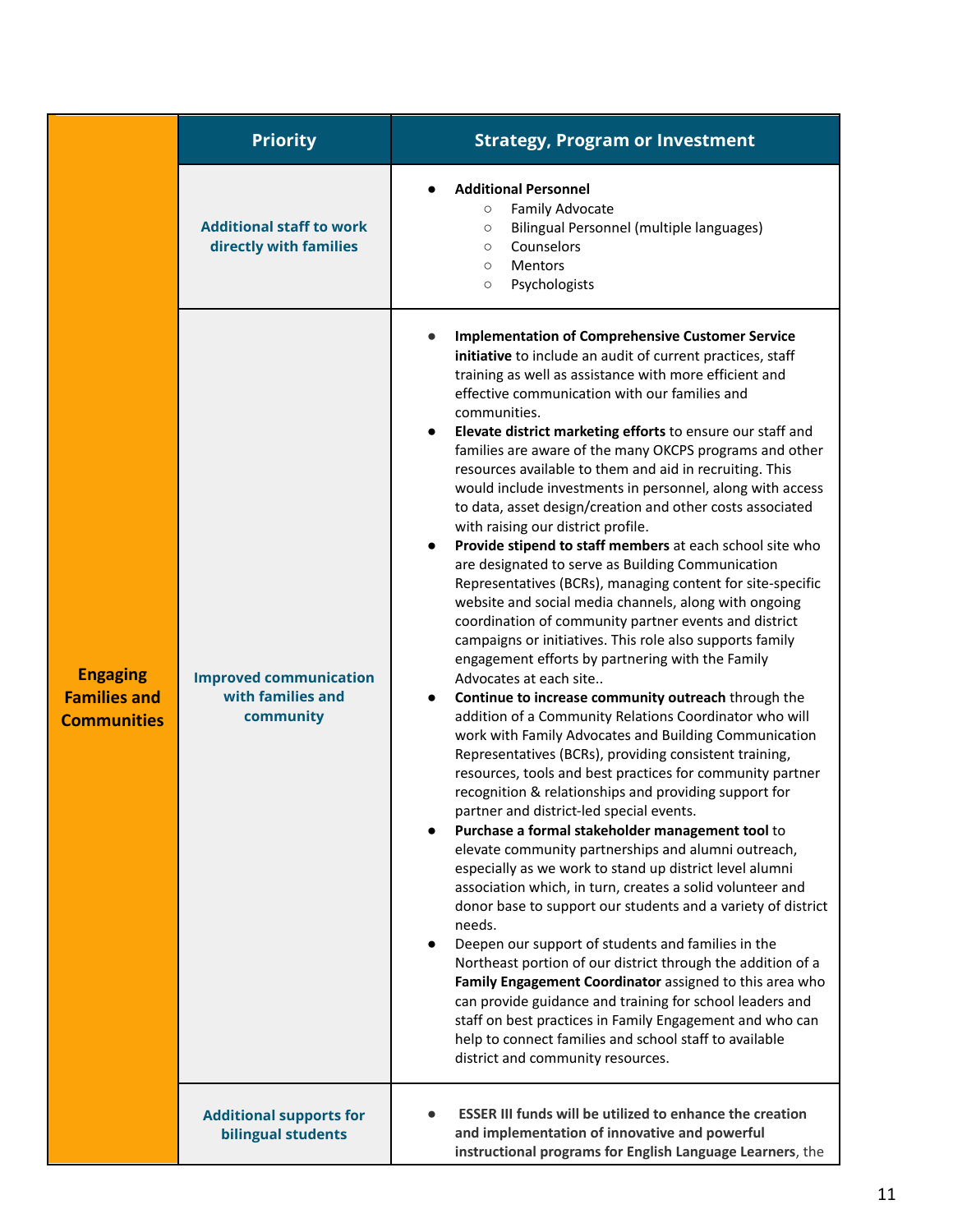| | Priority | Strategy, Program or Investment |
|---|---|---|
| **Engaging Families and Communities** | **Additional staff to work directly with families** | • **Additional Personnel**<br>  ○ Family Advocate<br>  ○ Bilingual Personnel (multiple languages)<br>  ○ Counselors<br>  ○ Mentors<br>  ○ Psychologists |
| | **Improved communication with families and community** | • **Implementation of Comprehensive Customer Service initiative** to include an audit of current practices, staff training as well as assistance with more efficient and effective communication with our families and communities.<br>• **Elevate district marketing efforts** to ensure our staff and families are aware of the many OKCPS programs and other resources available to them and aid in recruiting. This would include investments in personnel, along with access to data, asset design/creation and other costs associated with raising our district profile.<br>• **Provide stipend to staff members** at each school site who are designated to serve as Building Communication Representatives (BCRs), managing content for site-specific website and social media channels, along with ongoing coordination of community partner events and district campaigns or initiatives. This role also supports family engagement efforts by partnering with the Family Advocates at each site..<br>• **Continue to increase community outreach** through the addition of a Community Relations Coordinator who will work with Family Advocates and Building Communication Representatives (BCRs), providing consistent training, resources, tools and best practices for community partner recognition & relationships and providing support for partner and district-led special events.<br>• **Purchase a formal stakeholder management tool** to elevate community partnerships and alumni outreach, especially as we work to stand up district level alumni association which, in turn, creates a solid volunteer and donor base to support our students and a variety of district needs.<br>• Deepen our support of students and families in the Northeast portion of our district through the addition of a **Family Engagement Coordinator** assigned to this area who can provide guidance and training for school leaders and staff on best practices in Family Engagement and who can help to connect families and school staff to available district and community resources. |
| | **Additional supports for bilingual students** | • **ESSER III funds will be utilized to enhance the creation and implementation of innovative and powerful instructional programs for English Language Learners**, the |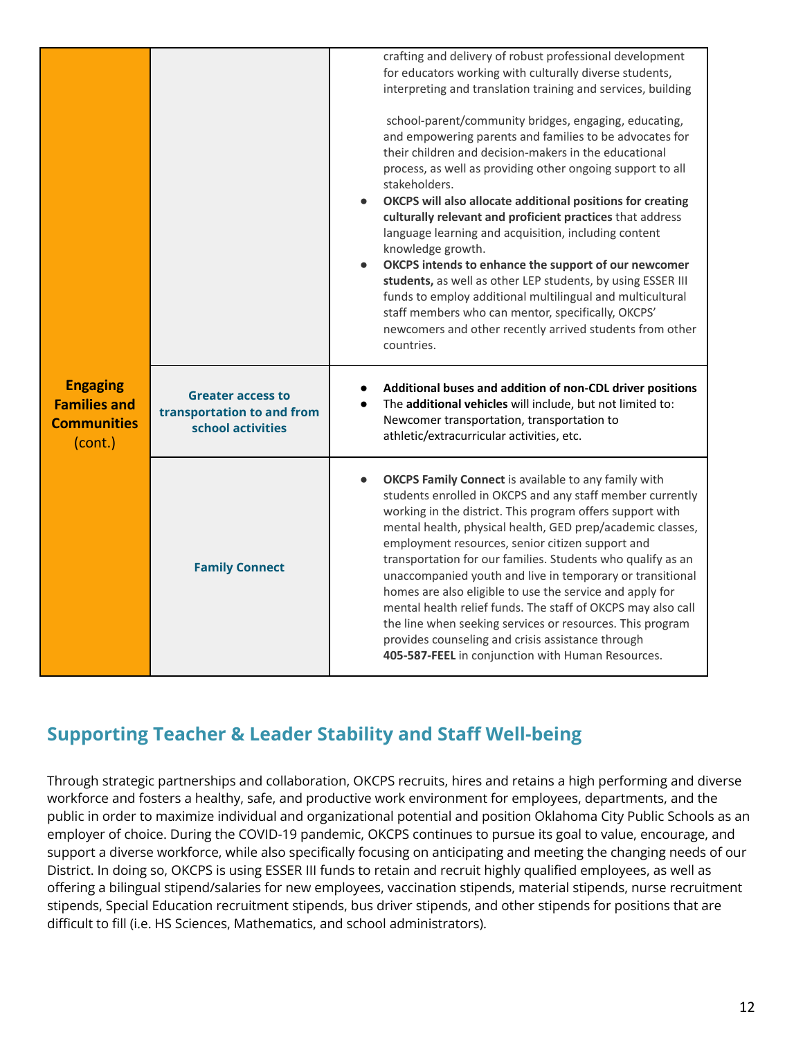| | | |
|---|---|---|
| **Engaging Families and Communities** (cont.) | | crafting and delivery of robust professional development for educators working with culturally diverse students, interpreting and translation training and services, building school-parent/community bridges, engaging, educating, and empowering parents and families to be advocates for their children and decision-makers in the educational process, as well as providing other ongoing support to all stakeholders.<br>● **OKCPS will also allocate additional positions for creating culturally relevant and proficient practices** that address language learning and acquisition, including content knowledge growth.<br>● **OKCPS intends to enhance the support of our newcomer students,** as well as other LEP students, by using ESSER III funds to employ additional multilingual and multicultural staff members who can mentor, specifically, OKCPS' newcomers and other recently arrived students from other countries. |
| | **Greater access to transportation to and from school activities** | ● **Additional buses and addition of non-CDL driver positions**<br>● The **additional vehicles** will include, but not limited to: Newcomer transportation, transportation to athletic/extracurricular activities, etc. |
| | **Family Connect** | ● **OKCPS Family Connect** is available to any family with students enrolled in OKCPS and any staff member currently working in the district. This program offers support with mental health, physical health, GED prep/academic classes, employment resources, senior citizen support and transportation for our families. Students who qualify as an unaccompanied youth and live in temporary or transitional homes are also eligible to use the service and apply for mental health relief funds. The staff of OKCPS may also call the line when seeking services or resources. This program provides counseling and crisis assistance through **405-587-FEEL** in conjunction with Human Resources. |

## Supporting Teacher & Leader Stability and Staff Well-being

Through strategic partnerships and collaboration, OKCPS recruits, hires and retains a high performing and diverse workforce and fosters a healthy, safe, and productive work environment for employees, departments, and the public in order to maximize individual and organizational potential and position Oklahoma City Public Schools as an employer of choice. During the COVID-19 pandemic, OKCPS continues to pursue its goal to value, encourage, and support a diverse workforce, while also specifically focusing on anticipating and meeting the changing needs of our District. In doing so, OKCPS is using ESSER III funds to retain and recruit highly qualified employees, as well as offering a bilingual stipend/salaries for new employees, vaccination stipends, material stipends, nurse recruitment stipends, Special Education recruitment stipends, bus driver stipends, and other stipends for positions that are difficult to fill (i.e. HS Sciences, Mathematics, and school administrators).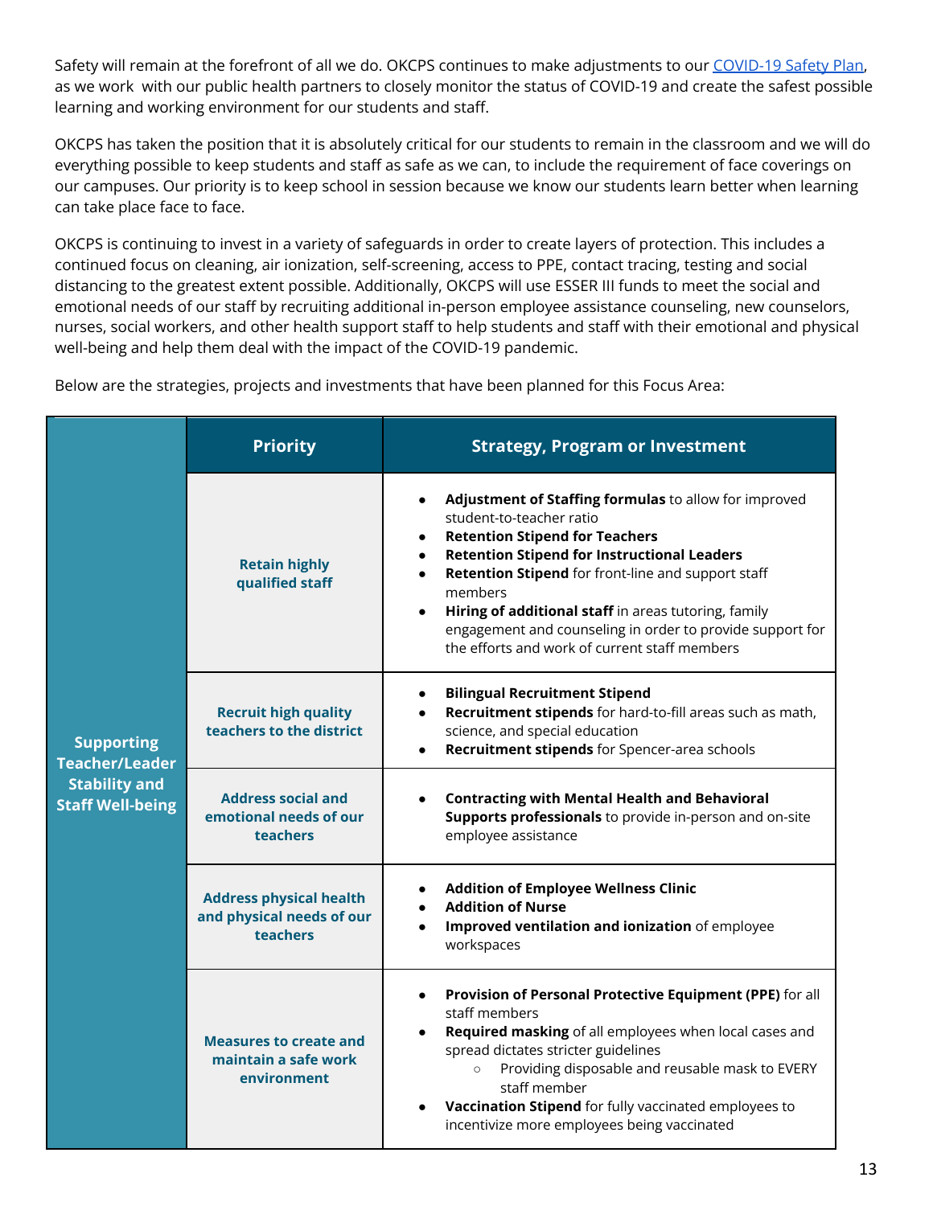Safety will remain at the forefront of all we do. OKCPS continues to make adjustments to our [COVID-19 Safety Plan](), as we work with our public health partners to closely monitor the status of COVID-19 and create the safest possible learning and working environment for our students and staff.

OKCPS has taken the position that it is absolutely critical for our students to remain in the classroom and we will do everything possible to keep students and staff as safe as we can, to include the requirement of face coverings on our campuses. Our priority is to keep school in session because we know our students learn better when learning can take place face to face.

OKCPS is continuing to invest in a variety of safeguards in order to create layers of protection. This includes a continued focus on cleaning, air ionization, self-screening, access to PPE, contact tracing, testing and social distancing to the greatest extent possible. Additionally, OKCPS will use ESSER III funds to meet the social and emotional needs of our staff by recruiting additional in-person employee assistance counseling, new counselors, nurses, social workers, and other health support staff to help students and staff with their emotional and physical well-being and help them deal with the impact of the COVID-19 pandemic.

Below are the strategies, projects and investments that have been planned for this Focus Area:

| | Priority | Strategy, Program or Investment |
|---|---|---|
| **Supporting Teacher/Leader Stability and Staff Well-being** | **Retain highly qualified staff** | • **Adjustment of Staffing formulas** to allow for improved student-to-teacher ratio<br>• **Retention Stipend for Teachers**<br>• **Retention Stipend for Instructional Leaders**<br>• **Retention Stipend** for front-line and support staff members<br>• **Hiring of additional staff** in areas tutoring, family engagement and counseling in order to provide support for the efforts and work of current staff members |
| | **Recruit high quality teachers to the district** | • **Bilingual Recruitment Stipend**<br>• **Recruitment stipends** for hard-to-fill areas such as math, science, and special education<br>• **Recruitment stipends** for Spencer-area schools |
| | **Address social and emotional needs of our teachers** | • **Contracting with Mental Health and Behavioral Supports professionals** to provide in-person and on-site employee assistance |
| | **Address physical health and physical needs of our teachers** | • **Addition of Employee Wellness Clinic**<br>• **Addition of Nurse**<br>• **Improved ventilation and ionization** of employee workspaces |
| | **Measures to create and maintain a safe work environment** | • **Provision of Personal Protective Equipment (PPE)** for all staff members<br>• **Required masking** of all employees when local cases and spread dictates stricter guidelines<br>&nbsp;&nbsp;&nbsp;&nbsp;○ Providing disposable and reusable mask to EVERY staff member<br>• **Vaccination Stipend** for fully vaccinated employees to incentivize more employees being vaccinated |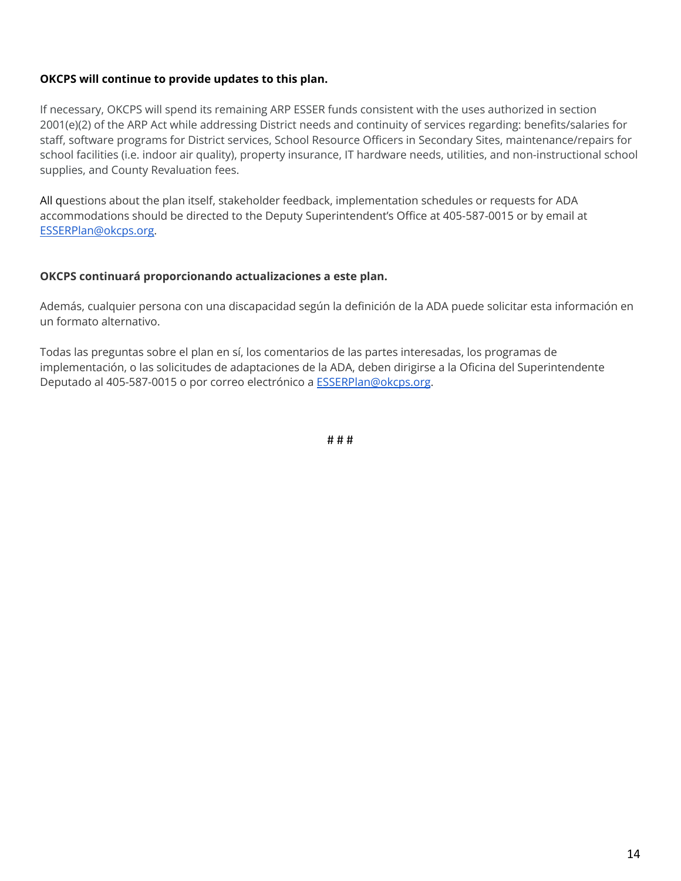**OKCPS will continue to provide updates to this plan.**

If necessary, OKCPS will spend its remaining ARP ESSER funds consistent with the uses authorized in section 2001(e)(2) of the ARP Act while addressing District needs and continuity of services regarding: benefits/salaries for staff, software programs for District services, School Resource Officers in Secondary Sites, maintenance/repairs for school facilities (i.e. indoor air quality), property insurance, IT hardware needs, utilities, and non-instructional school supplies, and County Revaluation fees.

All questions about the plan itself, stakeholder feedback, implementation schedules or requests for ADA accommodations should be directed to the Deputy Superintendent's Office at 405-587-0015 or by email at ESSERPlan@okcps.org.

**OKCPS continuará proporcionando actualizaciones a este plan.**

Además, cualquier persona con una discapacidad según la definición de la ADA puede solicitar esta información en un formato alternativo.

Todas las preguntas sobre el plan en sí, los comentarios de las partes interesadas, los programas de implementación, o las solicitudes de adaptaciones de la ADA, deben dirigirse a la Oficina del Superintendente Deputado al 405-587-0015 o por correo electrónico a ESSERPlan@okcps.org.

# # #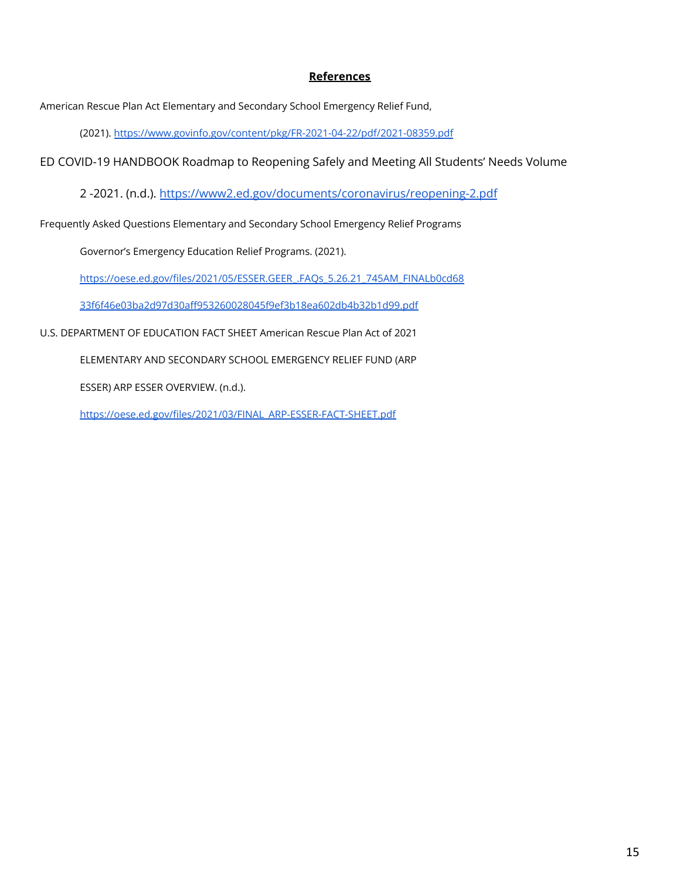## **References**

American Rescue Plan Act Elementary and Secondary School Emergency Relief Fund, (2021). https://www.govinfo.gov/content/pkg/FR-2021-04-22/pdf/2021-08359.pdf

ED COVID-19 HANDBOOK Roadmap to Reopening Safely and Meeting All Students' Needs Volume 2 -2021. (n.d.). https://www2.ed.gov/documents/coronavirus/reopening-2.pdf

Frequently Asked Questions Elementary and Secondary School Emergency Relief Programs Governor's Emergency Education Relief Programs. (2021). https://oese.ed.gov/files/2021/05/ESSER.GEER_.FAQs_5.26.21_745AM_FINALb0cd6833f6f46e03ba2d97d30aff953260028045f9ef3b18ea602db4b32b1d99.pdf

U.S. DEPARTMENT OF EDUCATION FACT SHEET American Rescue Plan Act of 2021 ELEMENTARY AND SECONDARY SCHOOL EMERGENCY RELIEF FUND (ARP ESSER) ARP ESSER OVERVIEW. (n.d.). https://oese.ed.gov/files/2021/03/FINAL_ARP-ESSER-FACT-SHEET.pdf